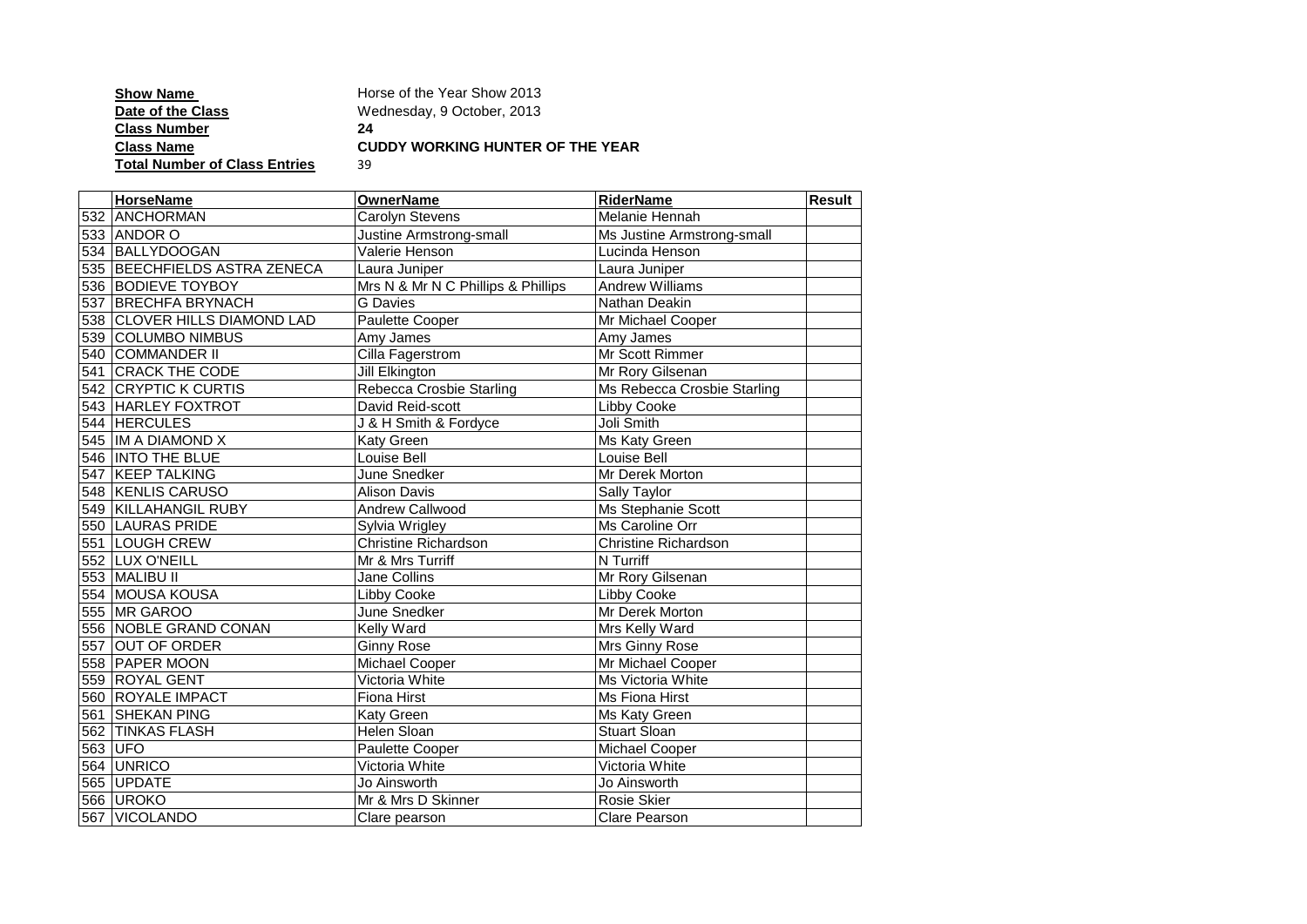**Show Name** Horse of the Year Show 2013
**Date of the Class** Wednesday, 9 October, 2013
**Class Number** **24**
**Class Name** **CUDDY WORKING HUNTER OF THE YEAR**
**Total Number of Class Entries** 39

| | **HorseName** | **OwnerName** | **RiderName** | **Result** |
|---|---|---|---|---|
| 532 | ANCHORMAN | Carolyn Stevens | Melanie Hennah | |
| 533 | ANDOR O | Justine Armstrong-small | Ms Justine Armstrong-small | |
| 534 | BALLYDOOGAN | Valerie Henson | Lucinda Henson | |
| 535 | BEECHFIELDS ASTRA ZENECA | Laura Juniper | Laura Juniper | |
| 536 | BODIEVE TOYBOY | Mrs N & Mr N C Phillips & Phillips | Andrew Williams | |
| 537 | BRECHFA BRYNACH | G Davies | Nathan Deakin | |
| 538 | CLOVER HILLS DIAMOND LAD | Paulette Cooper | Mr Michael Cooper | |
| 539 | COLUMBO NIMBUS | Amy James | Amy James | |
| 540 | COMMANDER II | Cilla Fagerstrom | Mr Scott Rimmer | |
| 541 | CRACK THE CODE | Jill Elkington | Mr Rory Gilsenan | |
| 542 | CRYPTIC K CURTIS | Rebecca Crosbie Starling | Ms Rebecca Crosbie Starling | |
| 543 | HARLEY FOXTROT | David Reid-scott | Libby Cooke | |
| 544 | HERCULES | J & H Smith & Fordyce | Joli Smith | |
| 545 | IM A DIAMOND X | Katy Green | Ms Katy Green | |
| 546 | INTO THE BLUE | Louise Bell | Louise Bell | |
| 547 | KEEP TALKING | June Snedker | Mr Derek Morton | |
| 548 | KENLIS CARUSO | Alison Davis | Sally Taylor | |
| 549 | KILLAHANGIL RUBY | Andrew Callwood | Ms Stephanie Scott | |
| 550 | LAURAS PRIDE | Sylvia Wrigley | Ms Caroline Orr | |
| 551 | LOUGH CREW | Christine Richardson | Christine Richardson | |
| 552 | LUX O'NEILL | Mr & Mrs Turriff | N Turriff | |
| 553 | MALIBU II | Jane Collins | Mr Rory Gilsenan | |
| 554 | MOUSA KOUSA | Libby Cooke | Libby Cooke | |
| 555 | MR GAROO | June Snedker | Mr Derek Morton | |
| 556 | NOBLE GRAND CONAN | Kelly Ward | Mrs Kelly Ward | |
| 557 | OUT OF ORDER | Ginny Rose | Mrs Ginny Rose | |
| 558 | PAPER MOON | Michael Cooper | Mr Michael Cooper | |
| 559 | ROYAL GENT | Victoria White | Ms Victoria White | |
| 560 | ROYALE IMPACT | Fiona Hirst | Ms Fiona Hirst | |
| 561 | SHEKAN PING | Katy Green | Ms Katy Green | |
| 562 | TINKAS FLASH | Helen Sloan | Stuart Sloan | |
| 563 | UFO | Paulette Cooper | Michael Cooper | |
| 564 | UNRICO | Victoria White | Victoria White | |
| 565 | UPDATE | Jo Ainsworth | Jo Ainsworth | |
| 566 | UROKO | Mr & Mrs D Skinner | Rosie Skier | |
| 567 | VICOLANDO | Clare pearson | Clare Pearson | |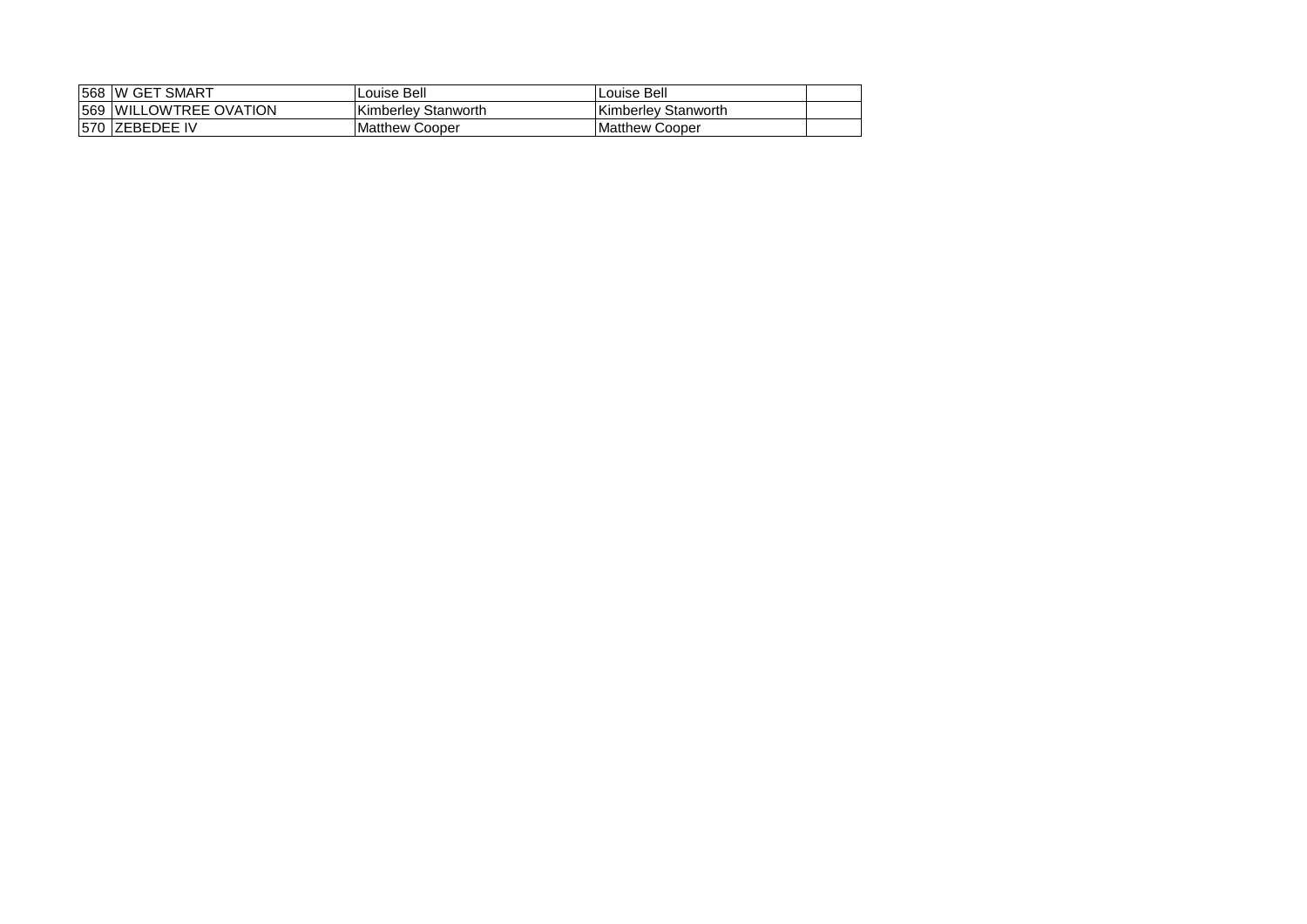| | | | | |
|---|---|---|---|---|
| 568 | W GET SMART | Louise Bell | Louise Bell | |
| 569 | WILLOWTREE OVATION | Kimberley Stanworth | Kimberley Stanworth | |
| 570 | ZEBEDEE IV | Matthew Cooper | Matthew Cooper | |